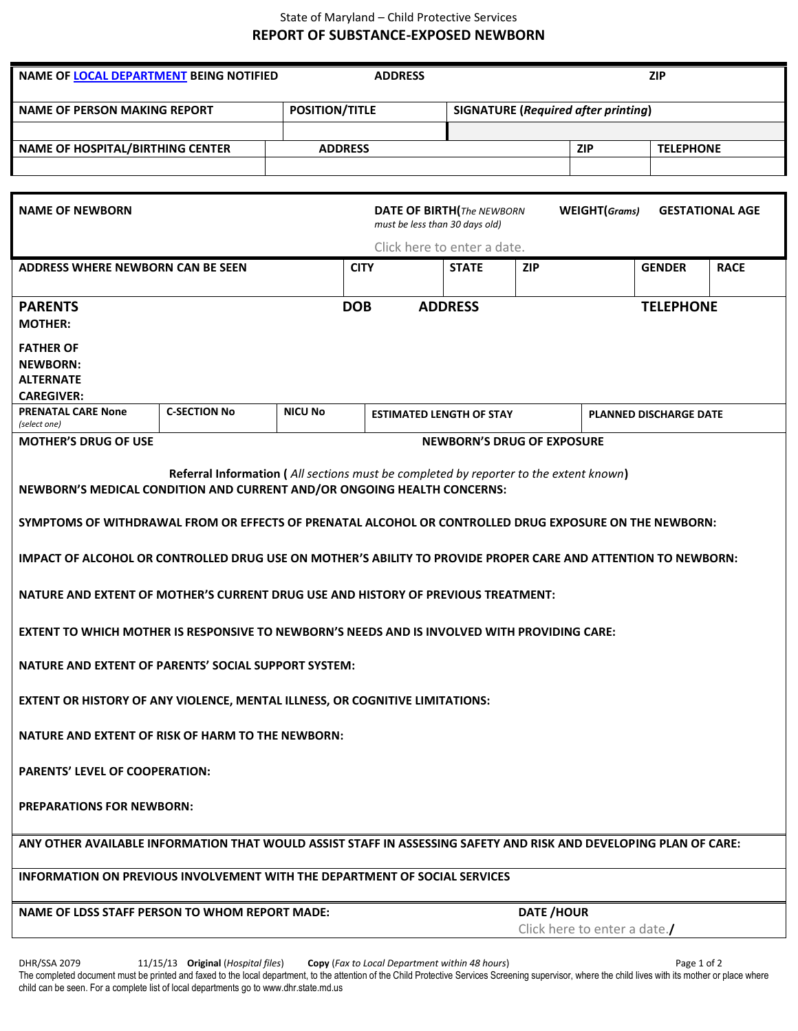State of Maryland – Child Protective Services

# REPORT OF SUBSTANCE-EXPOSED NEWBORN

| NAME OF LOCAL DEPARTMENT BEING NOTIFIED | ADDRESS | ZIP |
|---|---|---|
| | | |

| NAME OF PERSON MAKING REPORT | POSITION/TITLE | SIGNATURE (*Required after printing*) |
|---|---|---|
| | | |

| NAME OF HOSPITAL/BIRTHING CENTER | ADDRESS | ZIP | TELEPHONE |
|---|---|---|---|
| | | | |

| NAME OF NEWBORN | DATE OF BIRTH(*The NEWBORN must be less than 30 days old*) | WEIGHT(*Grams*) | GESTATIONAL AGE |
|---|---|---|---|
| | Click here to enter a date. | | |

| ADDRESS WHERE NEWBORN CAN BE SEEN | CITY | STATE | ZIP | GENDER | RACE |
|---|---|---|---|---|---|
| | | | | | |

| PARENTS | DOB | ADDRESS | TELEPHONE |
|---|---|---|---|
| MOTHER: | | | |
| FATHER OF NEWBORN: | | | |
| ALTERNATE CAREGIVER: | | | |

| PRENATAL CARE None (*select one*) | C-SECTION No | NICU No | ESTIMATED LENGTH OF STAY | PLANNED DISCHARGE DATE |
|---|---|---|---|---|
| | | | | |

| MOTHER'S DRUG OF USE | NEWBORN'S DRUG OF EXPOSURE |
|---|---|
| | |

**Referral Information (** *All sections must be completed by reporter to the extent known* **)**

**NEWBORN'S MEDICAL CONDITION AND CURRENT AND/OR ONGOING HEALTH CONCERNS:**

**SYMPTOMS OF WITHDRAWAL FROM OR EFFECTS OF PRENATAL ALCOHOL OR CONTROLLED DRUG EXPOSURE ON THE NEWBORN:**

**IMPACT OF ALCOHOL OR CONTROLLED DRUG USE ON MOTHER'S ABILITY TO PROVIDE PROPER CARE AND ATTENTION TO NEWBORN:**

**NATURE AND EXTENT OF MOTHER'S CURRENT DRUG USE AND HISTORY OF PREVIOUS TREATMENT:**

**EXTENT TO WHICH MOTHER IS RESPONSIVE TO NEWBORN'S NEEDS AND IS INVOLVED WITH PROVIDING CARE:**

**NATURE AND EXTENT OF PARENTS' SOCIAL SUPPORT SYSTEM:**

**EXTENT OR HISTORY OF ANY VIOLENCE, MENTAL ILLNESS, OR COGNITIVE LIMITATIONS:**

**NATURE AND EXTENT OF RISK OF HARM TO THE NEWBORN:**

**PARENTS' LEVEL OF COOPERATION:**

**PREPARATIONS FOR NEWBORN:**

**ANY OTHER AVAILABLE INFORMATION THAT WOULD ASSIST STAFF IN ASSESSING SAFETY AND RISK AND DEVELOPING PLAN OF CARE:**

**INFORMATION ON PREVIOUS INVOLVEMENT WITH THE DEPARTMENT OF SOCIAL SERVICES**

| NAME OF LDSS STAFF PERSON TO WHOM REPORT MADE: | DATE /HOUR |
|---|---|
| | Click here to enter a date./ |

DHR/SSA 2079 11/15/13 **Original** (*Hospital files*) **Copy** (*Fax to Local Department within 48 hours*)

The completed document must be printed and faxed to the local department, to the attention of the Child Protective Services Screening supervisor, where the child lives with its mother or place where child can be seen. For a complete list of local departments go to www.dhr.state.md.us